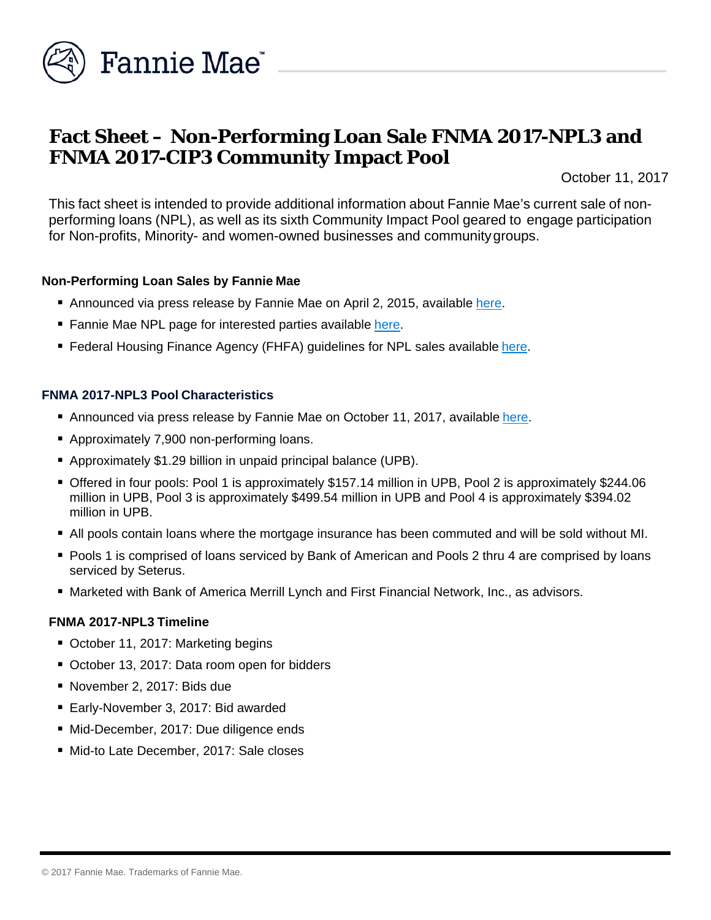# Fact Sheet – Non-Performing Loan Sale FNMA 2017-NPL3 and FNMA 2017-CIP3 Community Impact Pool

October 11, 2017

This fact sheet is intended to provide additional information about Fannie Mae's current sale of non-performing loans (NPL), as well as its sixth Community Impact Pool geared to engage participation for Non-profits, Minority- and women-owned businesses and community groups.

### Non-Performing Loan Sales by Fannie Mae

- Announced via press release by Fannie Mae on April 2, 2015, available here.
- Fannie Mae NPL page for interested parties available here.
- Federal Housing Finance Agency (FHFA) guidelines for NPL sales available here.

### FNMA 2017-NPL3 Pool Characteristics

- Announced via press release by Fannie Mae on October 11, 2017, available here.
- Approximately 7,900 non-performing loans.
- Approximately $1.29 billion in unpaid principal balance (UPB).
- Offered in four pools: Pool 1 is approximately $157.14 million in UPB, Pool 2 is approximately $244.06 million in UPB, Pool 3 is approximately $499.54 million in UPB and Pool 4 is approximately $394.02 million in UPB.
- All pools contain loans where the mortgage insurance has been commuted and will be sold without MI.
- Pools 1 is comprised of loans serviced by Bank of American and Pools 2 thru 4 are comprised by loans serviced by Seterus.
- Marketed with Bank of America Merrill Lynch and First Financial Network, Inc., as advisors.

### FNMA 2017-NPL3 Timeline

- October 11, 2017: Marketing begins
- October 13, 2017: Data room open for bidders
- November 2, 2017: Bids due
- Early-November 3, 2017: Bid awarded
- Mid-December, 2017: Due diligence ends
- Mid-to Late December, 2017: Sale closes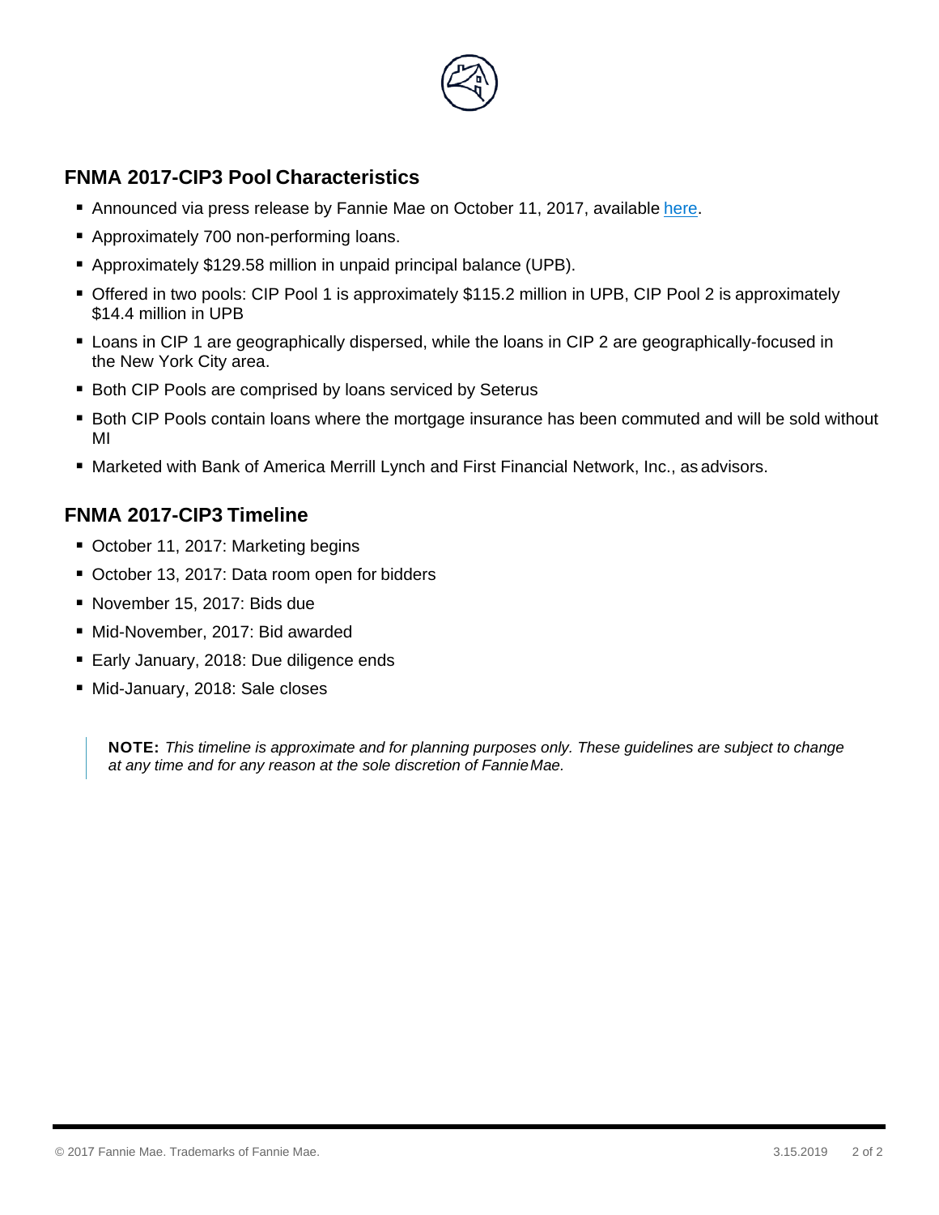## FNMA 2017-CIP3 Pool Characteristics

- Announced via press release by Fannie Mae on October 11, 2017, available here.
- Approximately 700 non-performing loans.
- Approximately $129.58 million in unpaid principal balance (UPB).
- Offered in two pools: CIP Pool 1 is approximately $115.2 million in UPB, CIP Pool 2 is approximately $14.4 million in UPB
- Loans in CIP 1 are geographically dispersed, while the loans in CIP 2 are geographically-focused in the New York City area.
- Both CIP Pools are comprised by loans serviced by Seterus
- Both CIP Pools contain loans where the mortgage insurance has been commuted and will be sold without MI
- Marketed with Bank of America Merrill Lynch and First Financial Network, Inc., as advisors.

## FNMA 2017-CIP3 Timeline

- October 11, 2017: Marketing begins
- October 13, 2017: Data room open for bidders
- November 15, 2017: Bids due
- Mid-November, 2017: Bid awarded
- Early January, 2018: Due diligence ends
- Mid-January, 2018: Sale closes

> **NOTE:** *This timeline is approximate and for planning purposes only. These guidelines are subject to change at any time and for any reason at the sole discretion of Fannie Mae.*

© 2017 Fannie Mae. Trademarks of Fannie Mae. 3.15.2019